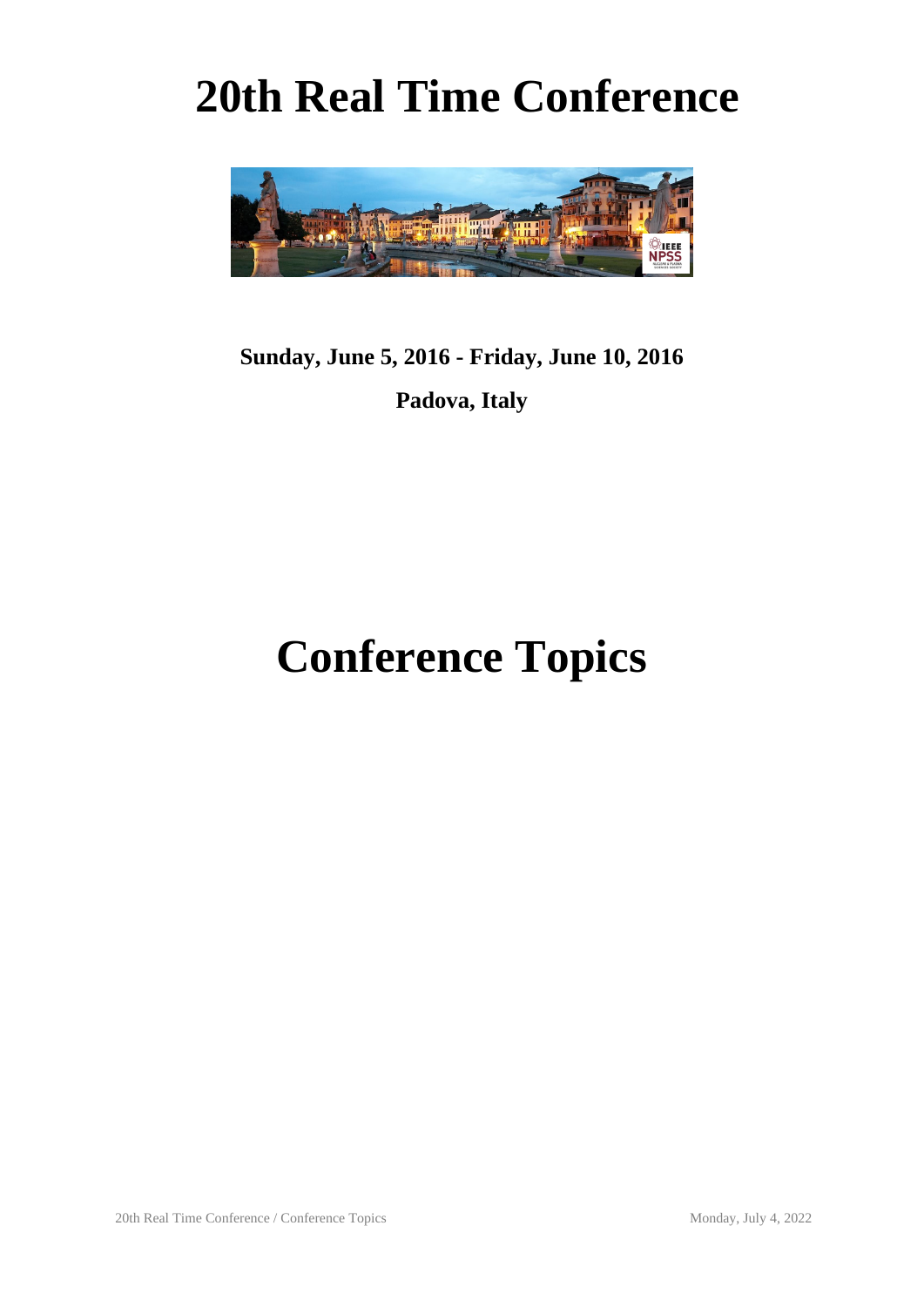# 20th Real Time Conference

**Sunday, June 5, 2016 - Friday, June 10, 2016**

**Padova, Italy**

# Conference Topics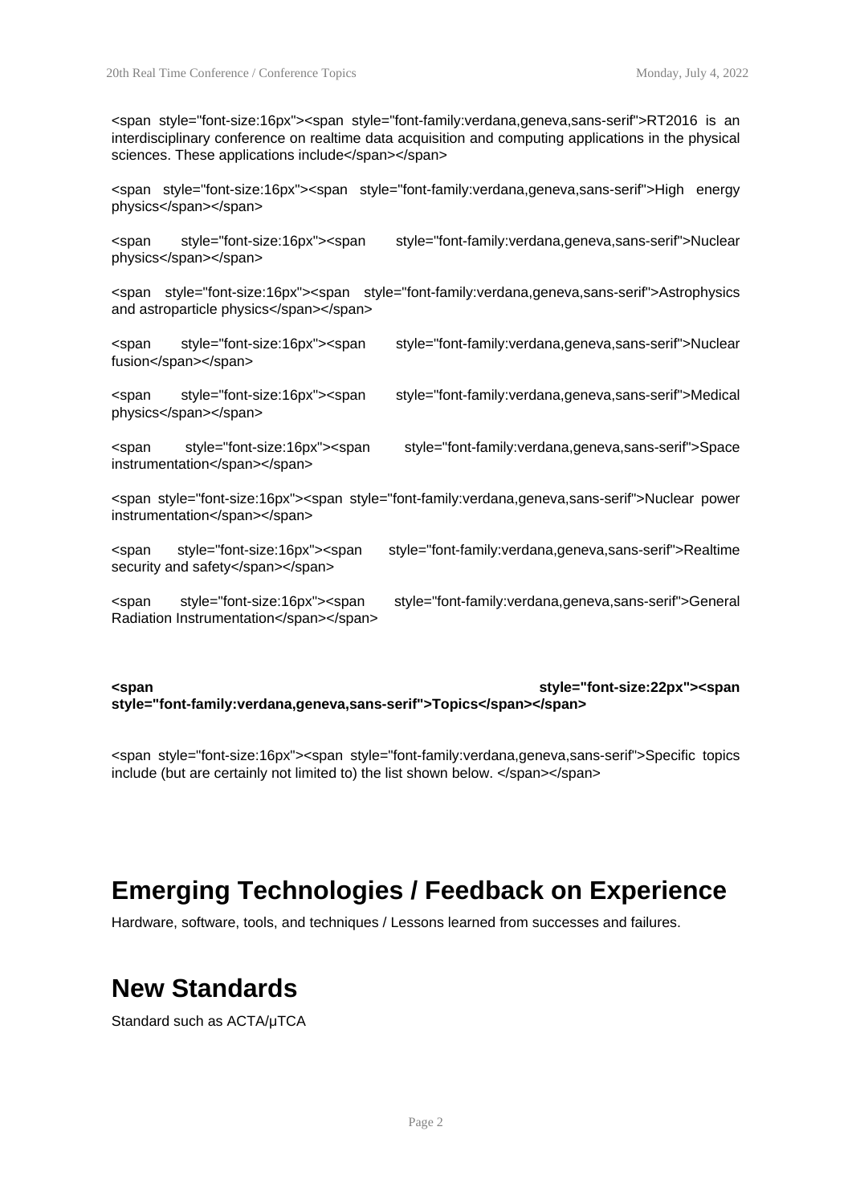<span style="font-size:16px"><span style="font-family:verdana,geneva,sans-serif">RT2016 is an interdisciplinary conference on realtime data acquisition and computing applications in the physical sciences. These applications include</span></span>

<span style="font-size:16px"><span style="font-family:verdana,geneva,sans-serif">High energy physics</span></span>

<span style="font-size:16px"><span style="font-family:verdana,geneva,sans-serif">Nuclear physics</span></span>

<span style="font-size:16px"><span style="font-family:verdana,geneva,sans-serif">Astrophysics and astroparticle physics</span></span>

<span style="font-size:16px"><span style="font-family:verdana,geneva,sans-serif">Nuclear fusion</span></span>

<span style="font-size:16px"><span style="font-family:verdana,geneva,sans-serif">Medical physics</span></span>

<span style="font-size:16px"><span style="font-family:verdana,geneva,sans-serif">Space instrumentation</span></span>

<span style="font-size:16px"><span style="font-family:verdana,geneva,sans-serif">Nuclear power instrumentation</span></span>

<span style="font-size:16px"><span style="font-family:verdana,geneva,sans-serif">Realtime security and safety</span></span>

<span style="font-size:16px"><span style="font-family:verdana,geneva,sans-serif">General Radiation Instrumentation</span></span>

**<span style="font-size:22px"><span style="font-family:verdana,geneva,sans-serif">Topics</span></span>**

<span style="font-size:16px"><span style="font-family:verdana,geneva,sans-serif">Specific topics include (but are certainly not limited to) the list shown below. </span></span>

## Emerging Technologies / Feedback on Experience

Hardware, software, tools, and techniques / Lessons learned from successes and failures.

## New Standards

Standard such as ACTA/µTCA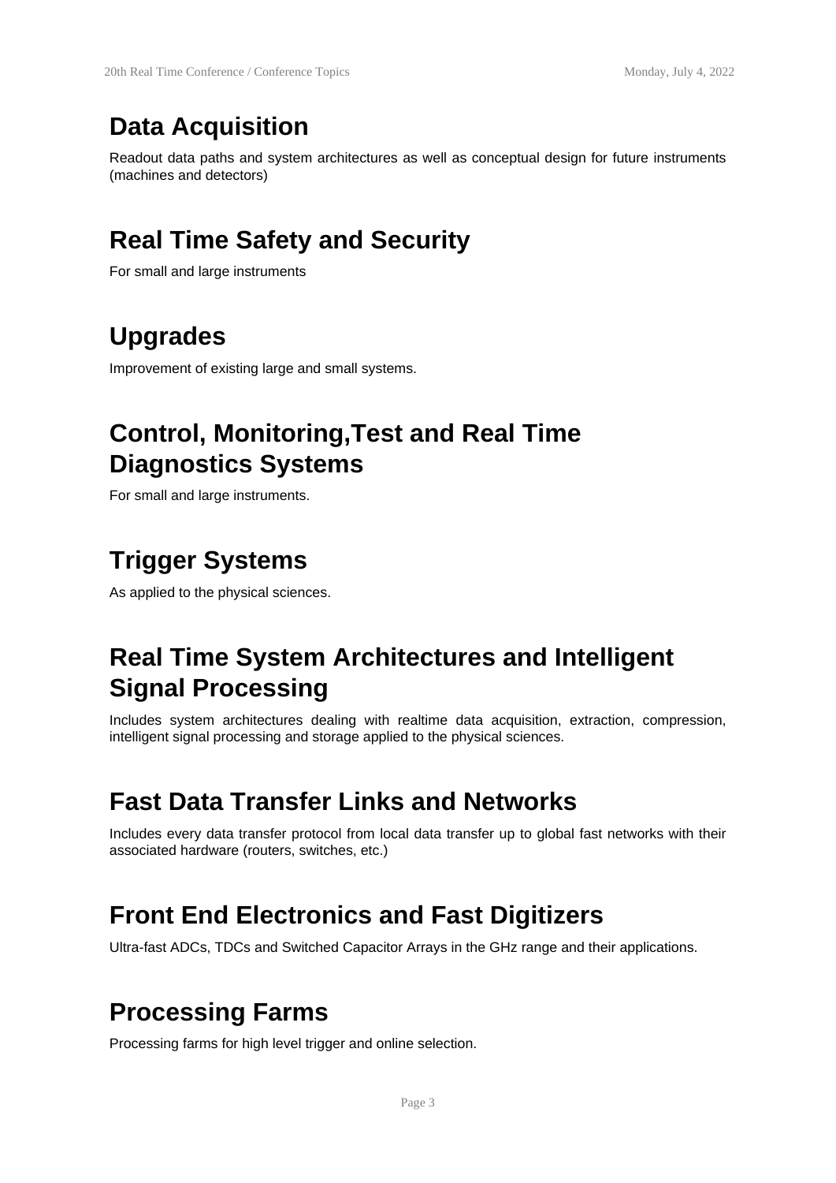## Data Acquisition

Readout data paths and system architectures as well as conceptual design for future instruments (machines and detectors)

## Real Time Safety and Security

For small and large instruments

## Upgrades

Improvement of existing large and small systems.

## Control, Monitoring,Test and Real Time Diagnostics Systems

For small and large instruments.

## Trigger Systems

As applied to the physical sciences.

## Real Time System Architectures and Intelligent Signal Processing

Includes system architectures dealing with realtime data acquisition, extraction, compression, intelligent signal processing and storage applied to the physical sciences.

## Fast Data Transfer Links and Networks

Includes every data transfer protocol from local data transfer up to global fast networks with their associated hardware (routers, switches, etc.)

## Front End Electronics and Fast Digitizers

Ultra-fast ADCs, TDCs and Switched Capacitor Arrays in the GHz range and their applications.

## Processing Farms

Processing farms for high level trigger and online selection.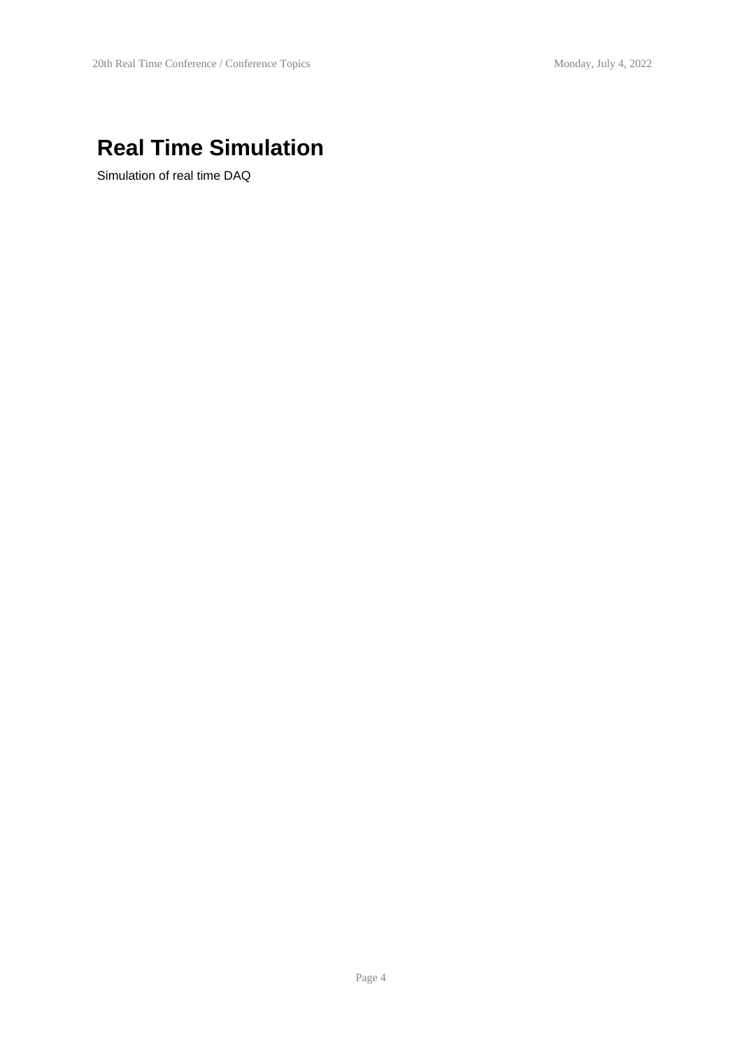# Real Time Simulation

Simulation of real time DAQ